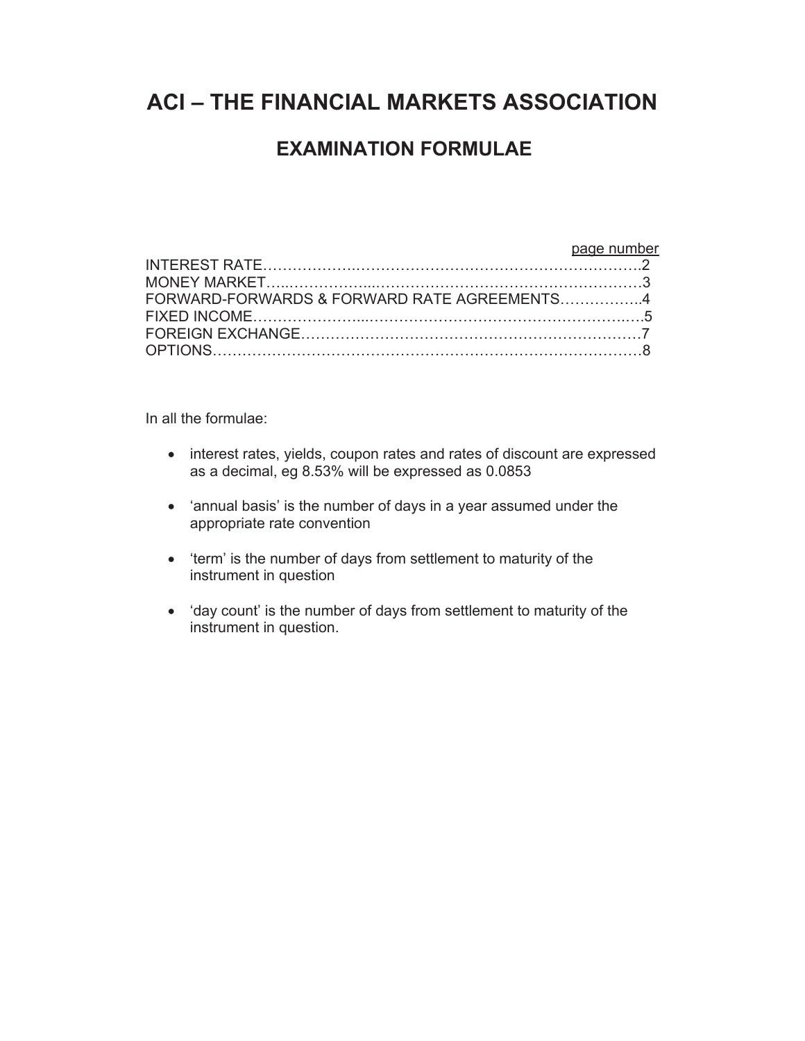# ACI – THE FINANCIAL MARKETS ASSOCIATION

## EXAMINATION FORMULAE

| | page number |
|---|---|
| INTEREST RATE | 2 |
| MONEY MARKET | 3 |
| FORWARD-FORWARDS & FORWARD RATE AGREEMENTS | 4 |
| FIXED INCOME | 5 |
| FOREIGN EXCHANGE | 7 |
| OPTIONS | 8 |

In all the formulae:

- interest rates, yields, coupon rates and rates of discount are expressed as a decimal, eg 8.53% will be expressed as 0.0853
- 'annual basis' is the number of days in a year assumed under the appropriate rate convention
- 'term' is the number of days from settlement to maturity of the instrument in question
- 'day count' is the number of days from settlement to maturity of the instrument in question.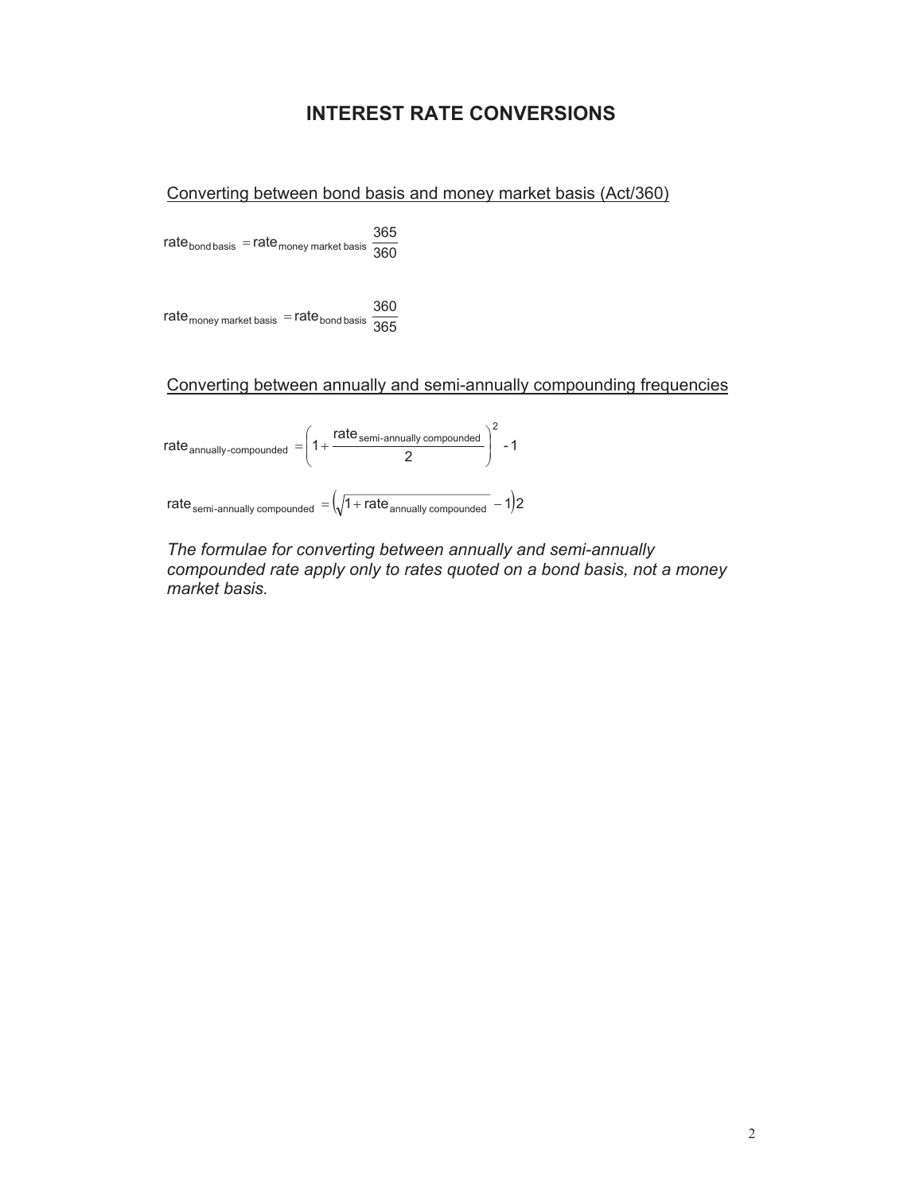# INTEREST RATE CONVERSIONS

Converting between bond basis and money market basis (Act/360)

$$\text{rate}_{\text{bond basis}} = \text{rate}_{\text{money market basis}} \frac{365}{360}$$

$$\text{rate}_{\text{money market basis}} = \text{rate}_{\text{bond basis}} \frac{360}{365}$$

Converting between annually and semi-annually compounding frequencies

$$\text{rate}_{\text{annually-compounded}} = \left(1 + \frac{\text{rate}_{\text{semi-annually compounded}}}{2}\right)^2 - 1$$

$$\text{rate}_{\text{semi-annually compounded}} = \left(\sqrt{1 + \text{rate}_{\text{annually compounded}}} - 1\right)2$$

*The formulae for converting between annually and semi-annually compounded rate apply only to rates quoted on a bond basis, not a money market basis.*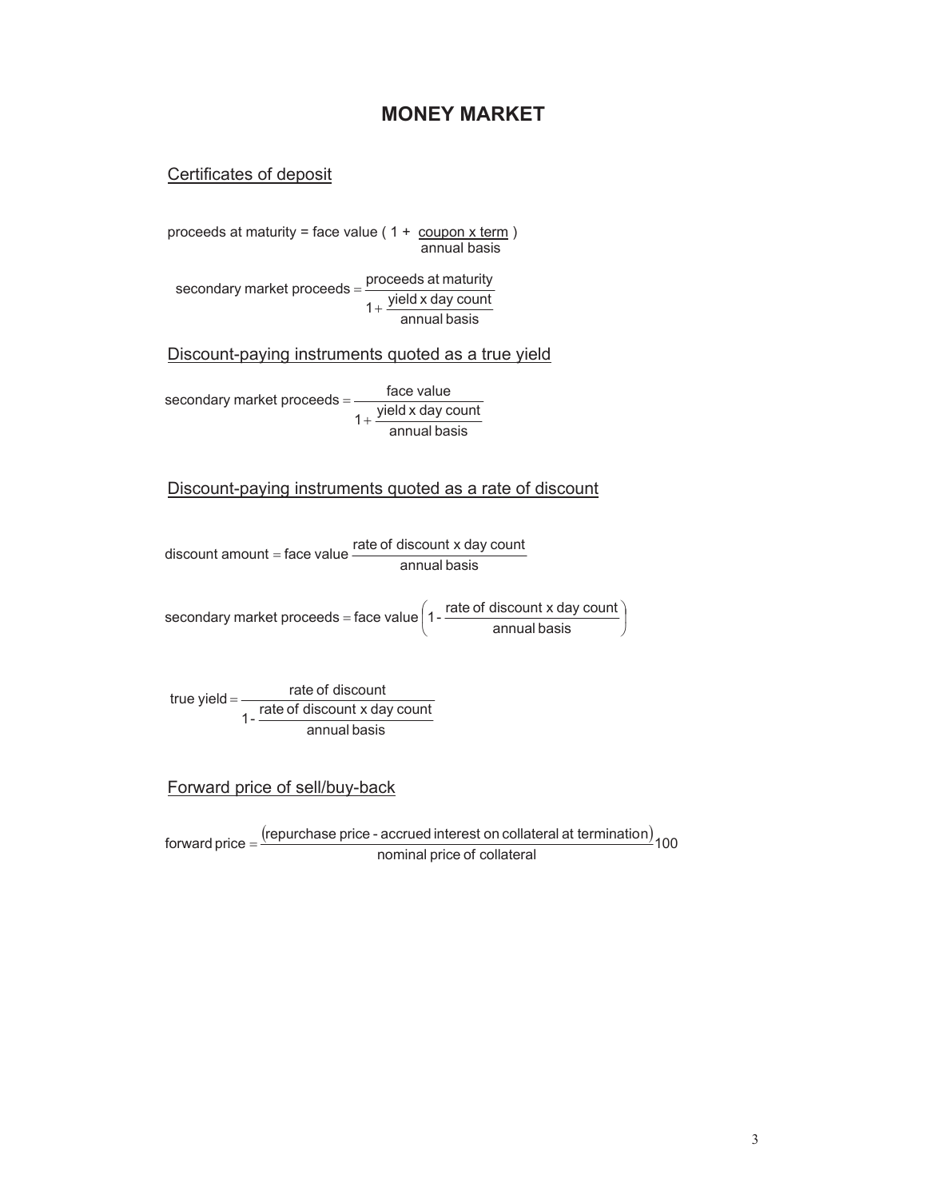# MONEY MARKET

## Certificates of deposit

$$\text{proceeds at maturity} = \text{face value}\left(1 + \frac{\text{coupon x term}}{\text{annual basis}}\right)$$

$$\text{secondary market proceeds} = \frac{\text{proceeds at maturity}}{1 + \frac{\text{yield x day count}}{\text{annual basis}}}$$

## Discount-paying instruments quoted as a true yield

$$\text{secondary market proceeds} = \frac{\text{face value}}{1 + \frac{\text{yield x day count}}{\text{annual basis}}}$$

## Discount-paying instruments quoted as a rate of discount

$$\text{discount amount} = \text{face value}\,\frac{\text{rate of discount x day count}}{\text{annual basis}}$$

$$\text{secondary market proceeds} = \text{face value}\left(1 - \frac{\text{rate of discount x day count}}{\text{annual basis}}\right)$$

$$\text{true yield} = \frac{\text{rate of discount}}{1 - \frac{\text{rate of discount x day count}}{\text{annual basis}}}$$

## Forward price of sell/buy-back

$$\text{forward price} = \frac{(\text{repurchase price - accrued interest on collateral at termination})}{\text{nominal price of collateral}}100$$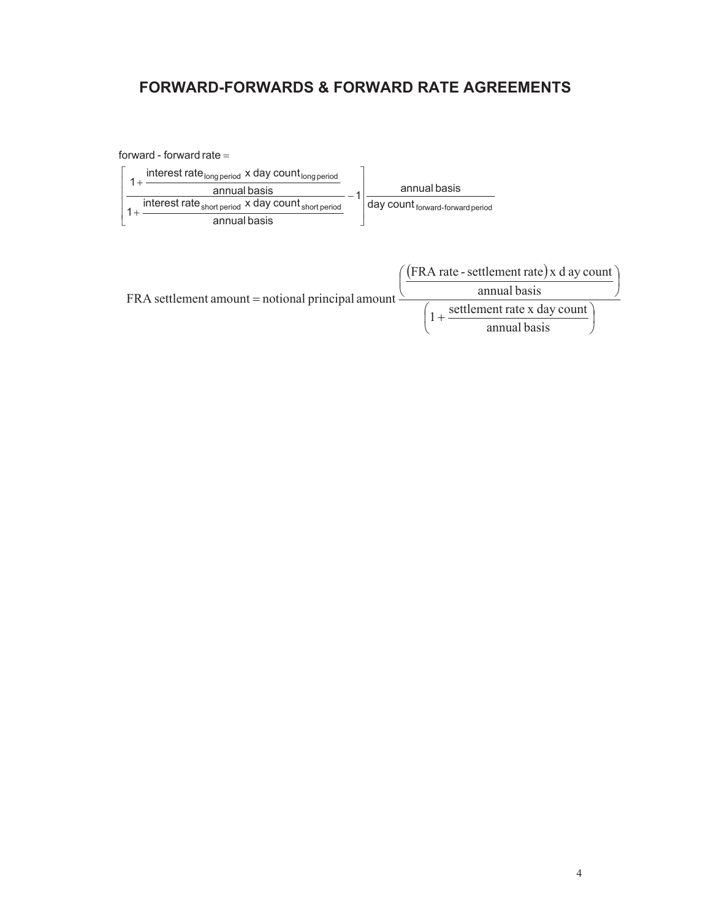# FORWARD-FORWARDS & FORWARD RATE AGREEMENTS

$$\text{forward - forward rate} = \left[ \frac{1 + \dfrac{\text{interest rate}_{\text{long period}} \text{ x day count}_{\text{long period}}}{\text{annual basis}}}{1 + \dfrac{\text{interest rate}_{\text{short period}} \text{ x day count}_{\text{short period}}}{\text{annual basis}}} - 1 \right] \frac{\text{annual basis}}{\text{day count}_{\text{forward-forward period}}}$$

$$\text{FRA settlement amount} = \text{notional principal amount} \frac{\left( \dfrac{(\text{FRA rate - settlement rate}) \text{ x day count}}{\text{annual basis}} \right)}{\left( 1 + \dfrac{\text{settlement rate x day count}}{\text{annual basis}} \right)}$$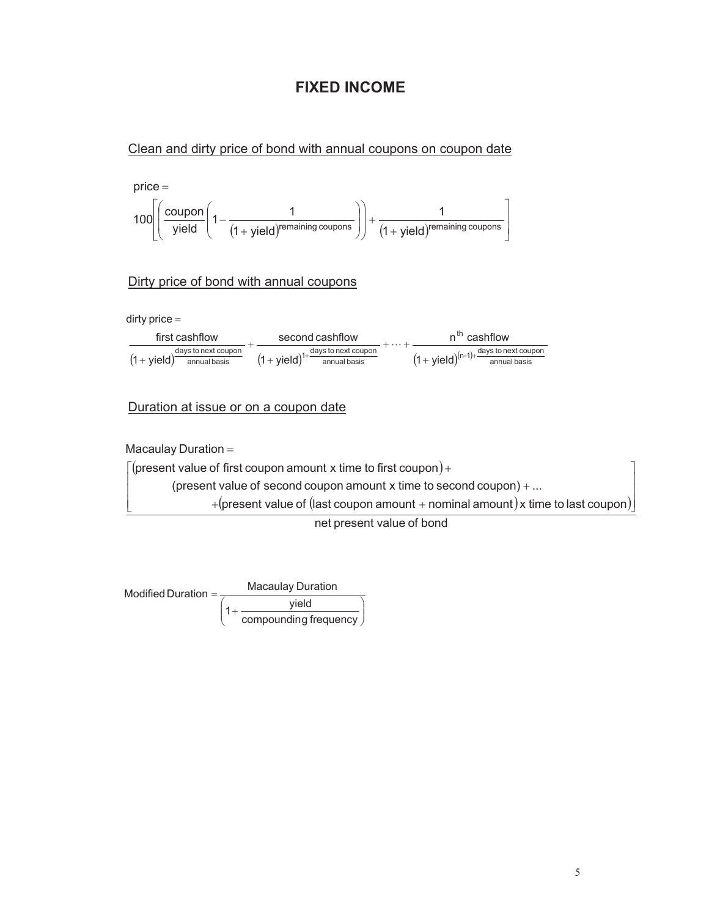# FIXED INCOME

## Clean and dirty price of bond with annual coupons on coupon date

$$\text{price} = 100\left[\left(\frac{\text{coupon}}{\text{yield}}\left(1 - \frac{1}{(1+\text{yield})^{\text{remaining coupons}}}\right)\right) + \frac{1}{(1+\text{yield})^{\text{remaining coupons}}}\right]$$

## Dirty price of bond with annual coupons

$$\text{dirty price} = \frac{\text{first cashflow}}{(1+\text{yield})^{\frac{\text{days to next coupon}}{\text{annual basis}}}} + \frac{\text{second cashflow}}{(1+\text{yield})^{1+\frac{\text{days to next coupon}}{\text{annual basis}}}} + \cdots + \frac{\text{n}^{\text{th}} \text{ cashflow}}{(1+\text{yield})^{(\text{n-1})+\frac{\text{days to next coupon}}{\text{annual basis}}}}$$

## Duration at issue or on a coupon date

$$\text{Macaulay Duration} = \frac{\left[\begin{array}{l}(\text{present value of first coupon amount x time to first coupon}) + \\ \quad (\text{present value of second coupon amount x time to second coupon}) + \ldots \\ \quad\quad + (\text{present value of } (\text{last coupon amount} + \text{nominal amount}) \text{ x time to last coupon})\end{array}\right]}{\text{net present value of bond}}$$

$$\text{Modified Duration} = \frac{\text{Macaulay Duration}}{\left(1 + \frac{\text{yield}}{\text{compounding frequency}}\right)}$$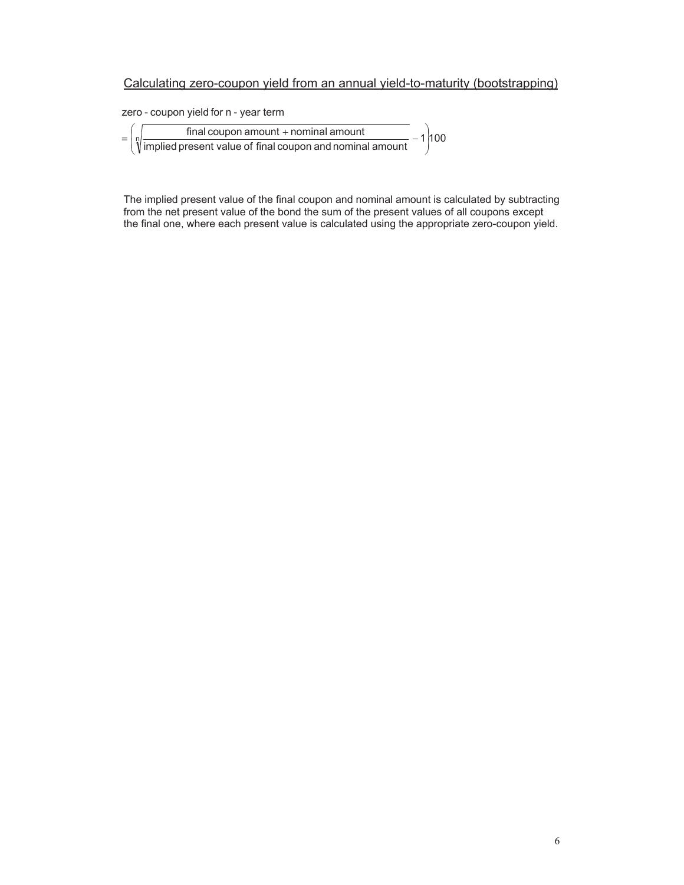## Calculating zero-coupon yield from an annual yield-to-maturity (bootstrapping)

zero - coupon yield for n - year term

$$= \left( \sqrt[n]{\frac{\text{final coupon amount} + \text{nominal amount}}{\text{implied present value of final coupon and nominal amount}}} - 1 \right) 100$$

The implied present value of the final coupon and nominal amount is calculated by subtracting from the net present value of the bond the sum of the present values of all coupons except the final one, where each present value is calculated using the appropriate zero-coupon yield.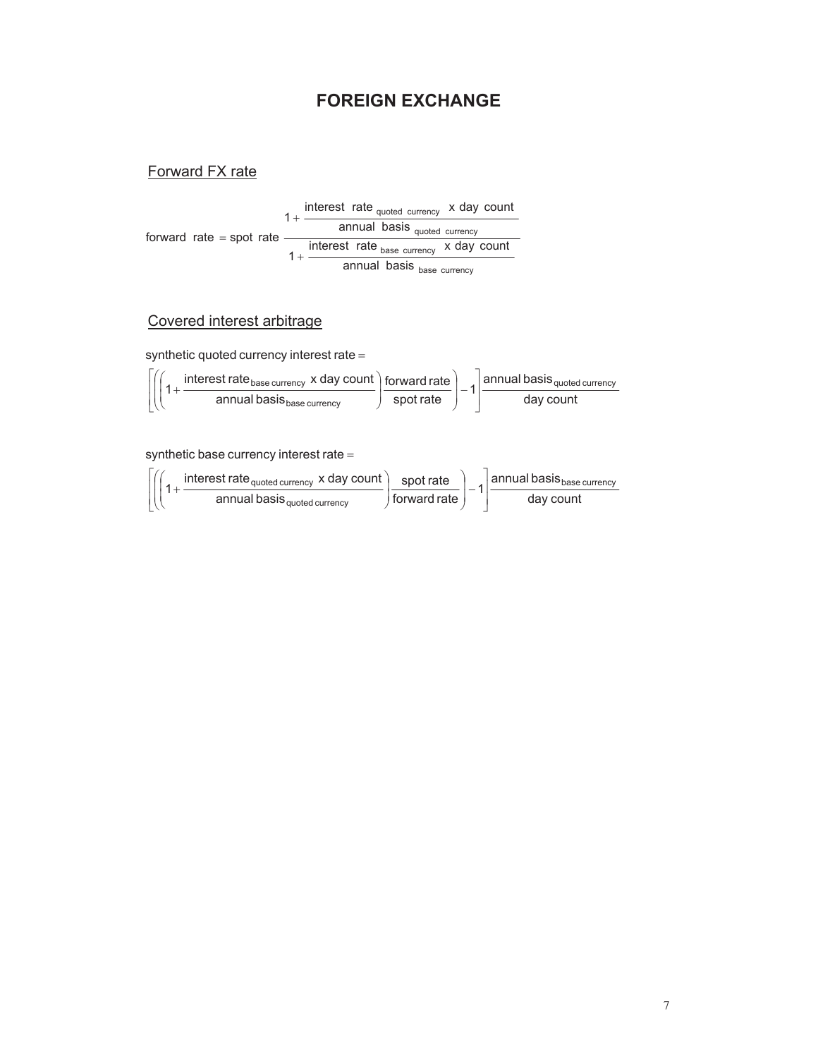# FOREIGN EXCHANGE

## Forward FX rate

$$\text{forward rate} = \text{spot rate}\ \frac{1+\dfrac{\text{interest rate}_{\text{quoted currency}}\ \text{x day count}}{\text{annual basis}_{\text{quoted currency}}}}{1+\dfrac{\text{interest rate}_{\text{base currency}}\ \text{x day count}}{\text{annual basis}_{\text{base currency}}}}$$

## Covered interest arbitrage

synthetic quoted currency interest rate =

$$\left[\left(\left(1+\frac{\text{interest rate}_{\text{base currency}}\ \text{x day count}}{\text{annual basis}_{\text{base currency}}}\right)\frac{\text{forward rate}}{\text{spot rate}}\right)-1\right]\frac{\text{annual basis}_{\text{quoted currency}}}{\text{day count}}$$

synthetic base currency interest rate =

$$\left[\left(\left(1+\frac{\text{interest rate}_{\text{quoted currency}}\ \text{x day count}}{\text{annual basis}_{\text{quoted currency}}}\right)\frac{\text{spot rate}}{\text{forward rate}}\right)-1\right]\frac{\text{annual basis}_{\text{base currency}}}{\text{day count}}$$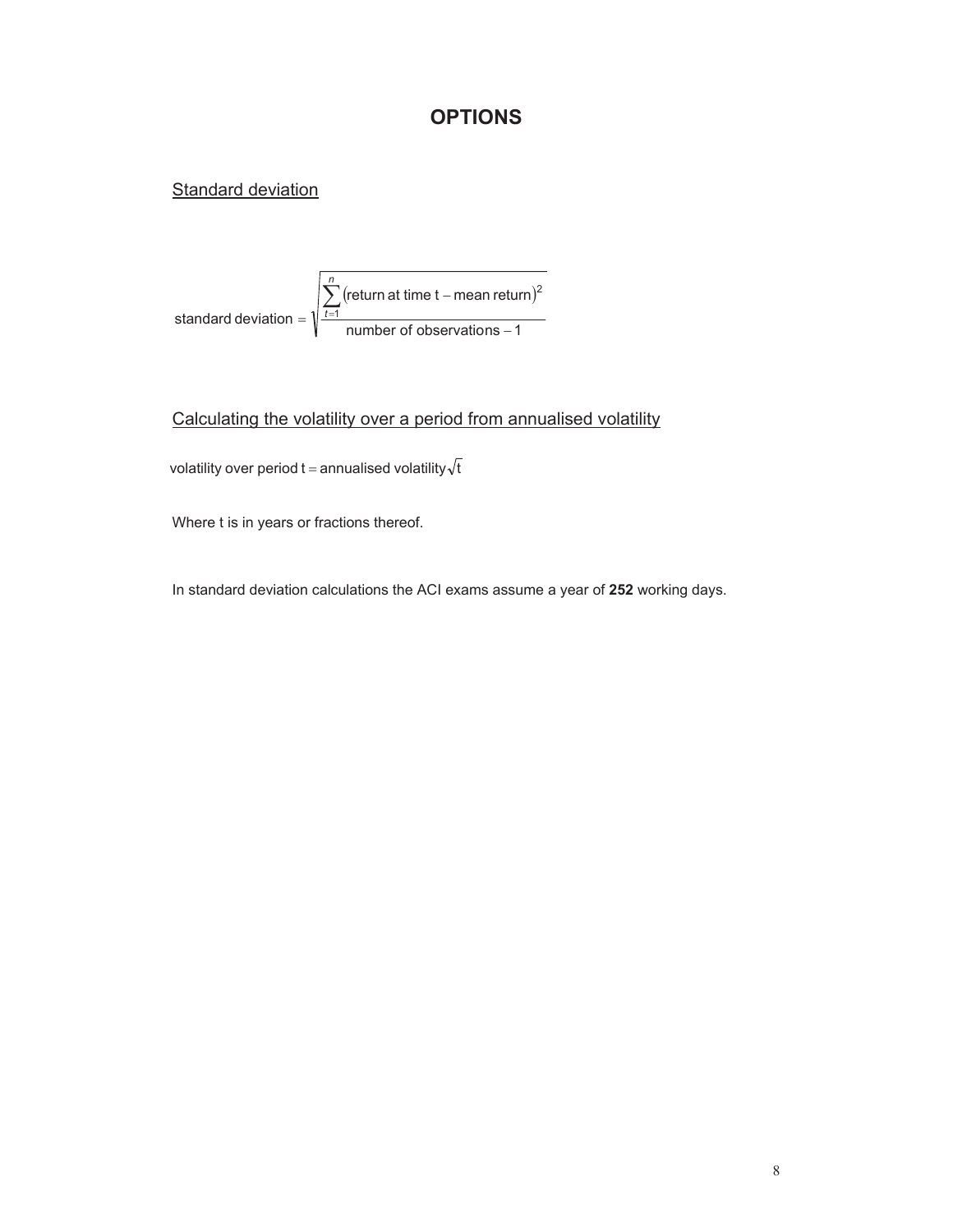# OPTIONS

## Standard deviation

$$\text{standard deviation} = \sqrt{\frac{\sum_{t=1}^{n}(\text{return at time t} - \text{mean return})^2}{\text{number of observations} - 1}}$$

## Calculating the volatility over a period from annualised volatility

$$\text{volatility over period t} = \text{annualised volatility}\sqrt{\text{t}}$$

Where t is in years or fractions thereof.

In standard deviation calculations the ACI exams assume a year of **252** working days.